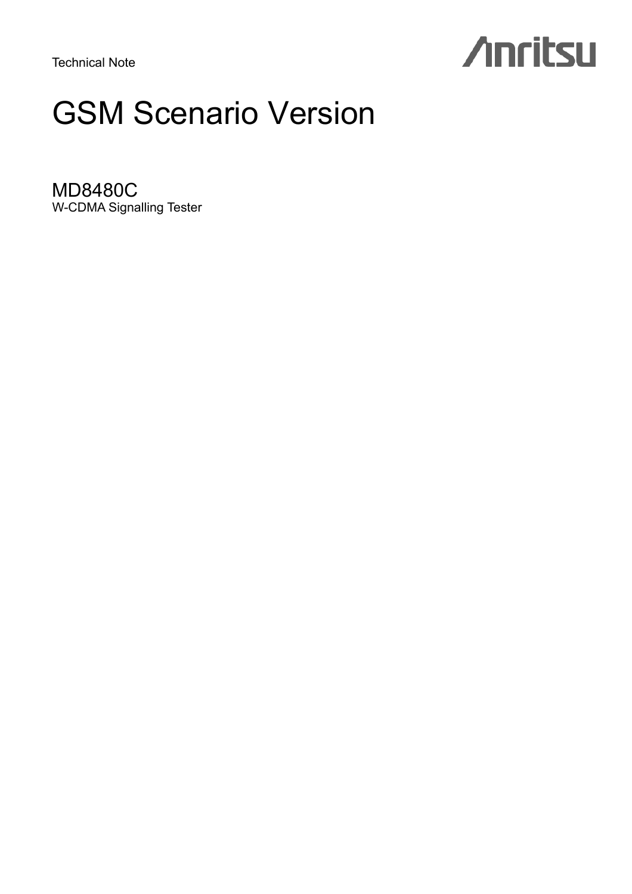Technical Note

Anritsu

# GSM Scenario Version

## MD8480C

W-CDMA Signalling Tester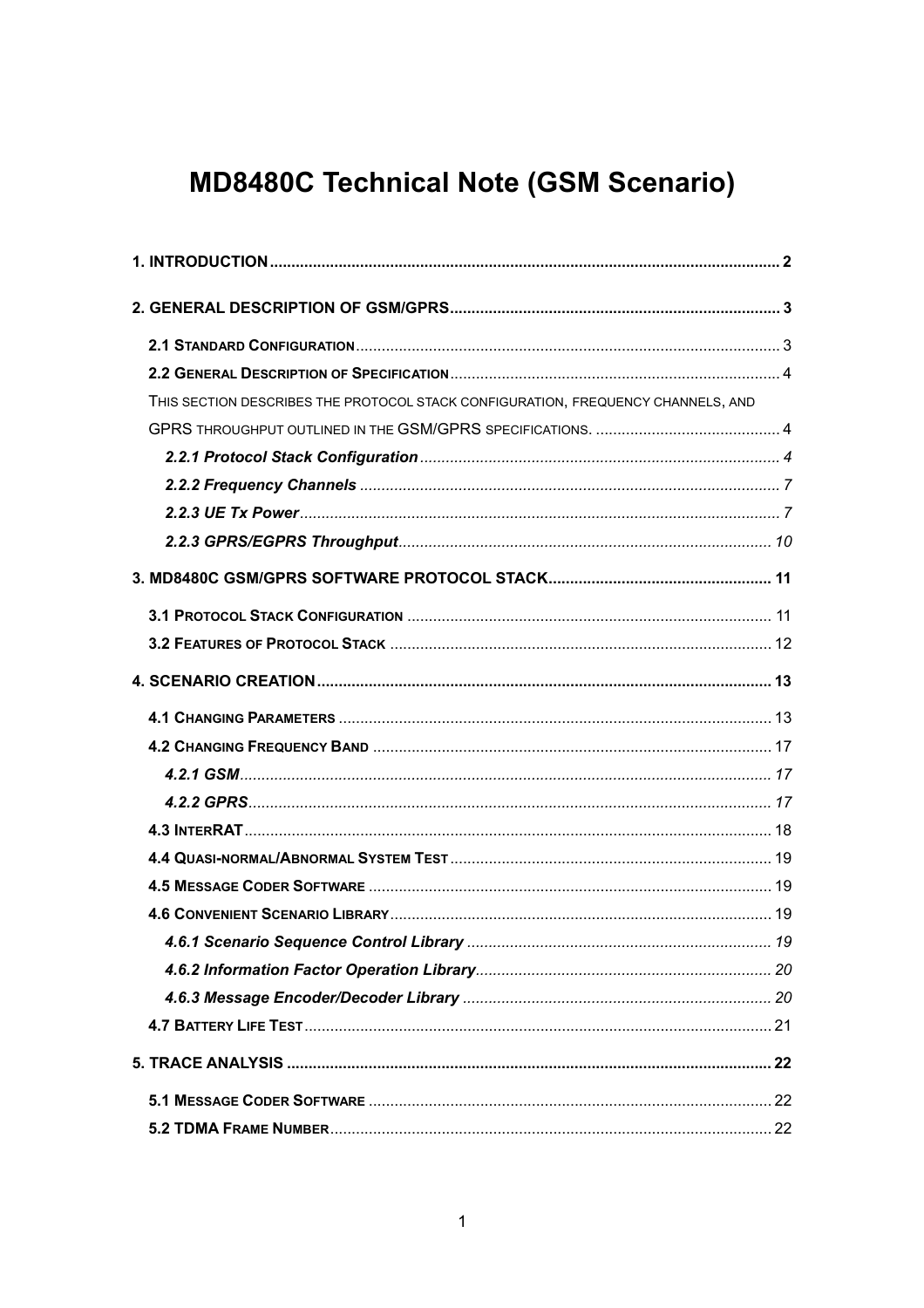# MD8480C Technical Note (GSM Scenario)

**1. INTRODUCTION** .......... **2**

**2. GENERAL DESCRIPTION OF GSM/GPRS** .......... **3**

- **2.1 STANDARD CONFIGURATION** .......... 3
- **2.2 GENERAL DESCRIPTION OF SPECIFICATION** .......... 4
- THIS SECTION DESCRIBES THE PROTOCOL STACK CONFIGURATION, FREQUENCY CHANNELS, AND GPRS THROUGHPUT OUTLINED IN THE GSM/GPRS SPECIFICATIONS. .......... 4
  - ***2.2.1 Protocol Stack Configuration*** .......... *4*
  - ***2.2.2 Frequency Channels*** .......... *7*
  - ***2.2.3 UE Tx Power*** .......... *7*
  - ***2.2.3 GPRS/EGPRS Throughput*** .......... *10*

**3. MD8480C GSM/GPRS SOFTWARE PROTOCOL STACK** .......... **11**

- **3.1 PROTOCOL STACK CONFIGURATION** .......... 11
- **3.2 FEATURES OF PROTOCOL STACK** .......... 12

**4. SCENARIO CREATION** .......... **13**

- **4.1 CHANGING PARAMETERS** .......... 13
- **4.2 CHANGING FREQUENCY BAND** .......... 17
  - ***4.2.1 GSM*** .......... *17*
  - ***4.2.2 GPRS*** .......... *17*
- **4.3 INTERRAT** .......... 18
- **4.4 QUASI-NORMAL/ABNORMAL SYSTEM TEST** .......... 19
- **4.5 MESSAGE CODER SOFTWARE** .......... 19
- **4.6 CONVENIENT SCENARIO LIBRARY** .......... 19
  - ***4.6.1 Scenario Sequence Control Library*** .......... *19*
  - ***4.6.2 Information Factor Operation Library*** .......... *20*
  - ***4.6.3 Message Encoder/Decoder Library*** .......... *20*
- **4.7 BATTERY LIFE TEST** .......... 21

**5. TRACE ANALYSIS** .......... **22**

- **5.1 MESSAGE CODER SOFTWARE** .......... 22
- **5.2 TDMA FRAME NUMBER** .......... 22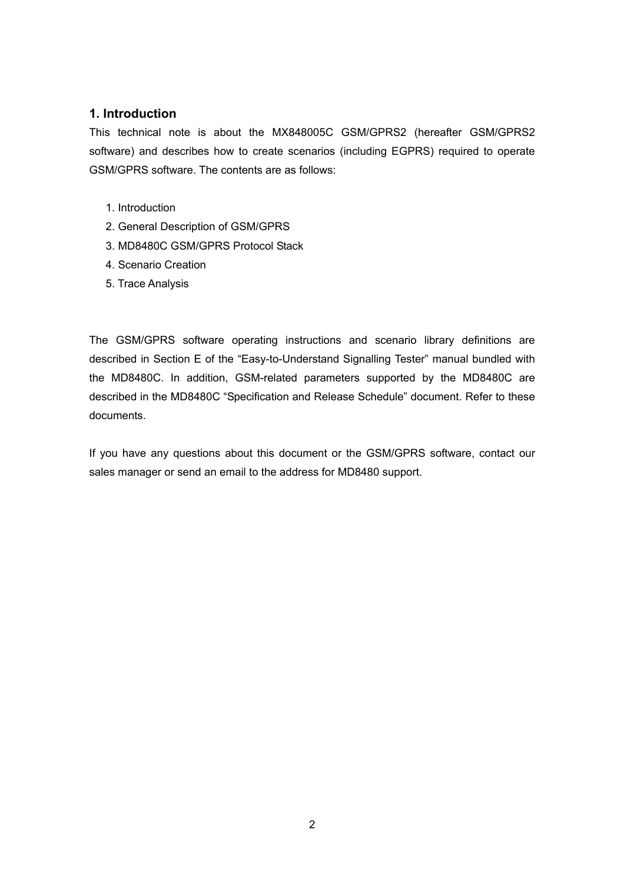## 1. Introduction

This technical note is about the MX848005C GSM/GPRS2 (hereafter GSM/GPRS2 software) and describes how to create scenarios (including EGPRS) required to operate GSM/GPRS software. The contents are as follows:

1. Introduction
2. General Description of GSM/GPRS
3. MD8480C GSM/GPRS Protocol Stack
4. Scenario Creation
5. Trace Analysis

The GSM/GPRS software operating instructions and scenario library definitions are described in Section E of the “Easy-to-Understand Signalling Tester” manual bundled with the MD8480C. In addition, GSM-related parameters supported by the MD8480C are described in the MD8480C “Specification and Release Schedule” document. Refer to these documents.

If you have any questions about this document or the GSM/GPRS software, contact our sales manager or send an email to the address for MD8480 support.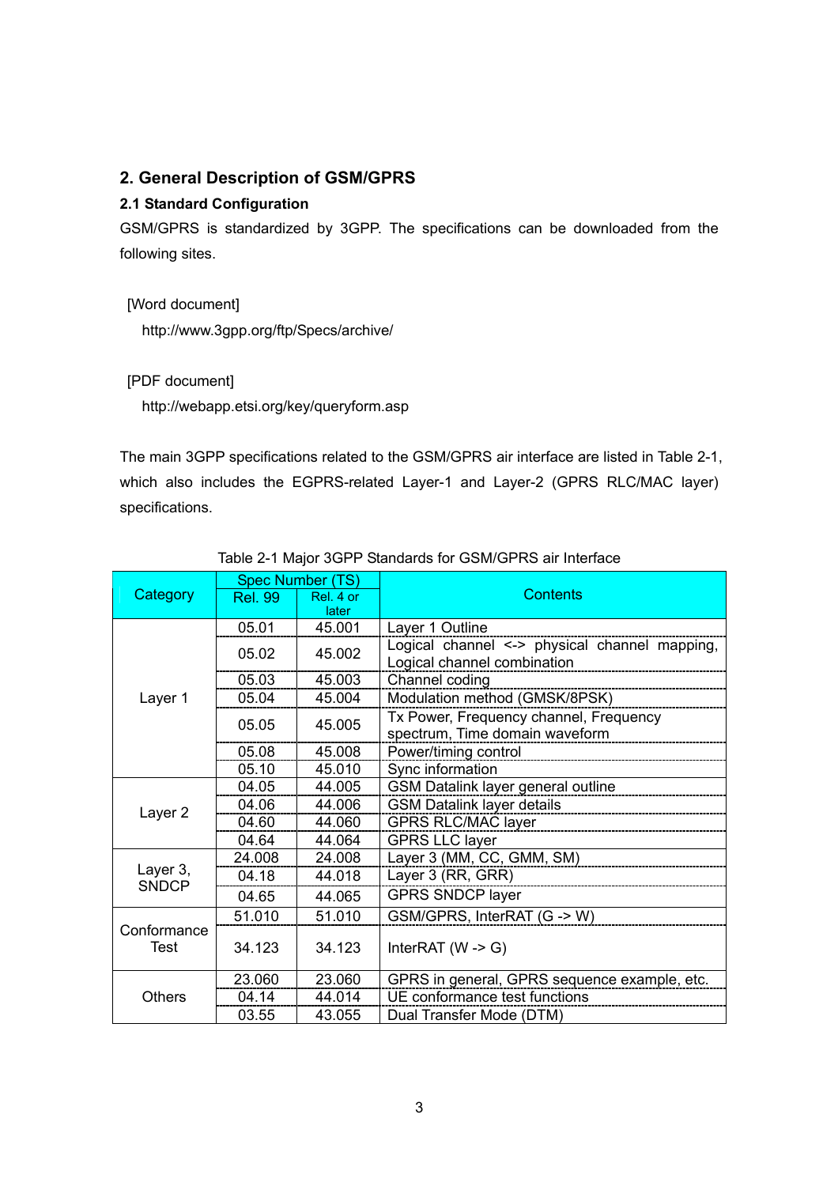## 2. General Description of GSM/GPRS

### 2.1 Standard Configuration

GSM/GPRS is standardized by 3GPP. The specifications can be downloaded from the following sites.

[Word document]

http://www.3gpp.org/ftp/Specs/archive/

[PDF document]

http://webapp.etsi.org/key/queryform.asp

The main 3GPP specifications related to the GSM/GPRS air interface are listed in Table 2-1, which also includes the EGPRS-related Layer-1 and Layer-2 (GPRS RLC/MAC layer) specifications.

Table 2-1 Major 3GPP Standards for GSM/GPRS air Interface

| Category | Spec Number (TS) | | Contents |
|---|---|---|---|
| | Rel. 99 | Rel. 4 or later | |
| Layer 1 | 05.01 | 45.001 | Layer 1 Outline |
| | 05.02 | 45.002 | Logical channel <-> physical channel mapping, Logical channel combination |
| | 05.03 | 45.003 | Channel coding |
| | 05.04 | 45.004 | Modulation method (GMSK/8PSK) |
| | 05.05 | 45.005 | Tx Power, Frequency channel, Frequency spectrum, Time domain waveform |
| | 05.08 | 45.008 | Power/timing control |
| | 05.10 | 45.010 | Sync information |
| Layer 2 | 04.05 | 44.005 | GSM Datalink layer general outline |
| | 04.06 | 44.006 | GSM Datalink layer details |
| | 04.60 | 44.060 | GPRS RLC/MAC layer |
| | 04.64 | 44.064 | GPRS LLC layer |
| Layer 3, SNDCP | 24.008 | 24.008 | Layer 3 (MM, CC, GMM, SM) |
| | 04.18 | 44.018 | Layer 3 (RR, GRR) |
| | 04.65 | 44.065 | GPRS SNDCP layer |
| Conformance Test | 51.010 | 51.010 | GSM/GPRS, InterRAT (G -> W) |
| | 34.123 | 34.123 | InterRAT (W -> G) |
| Others | 23.060 | 23.060 | GPRS in general, GPRS sequence example, etc. |
| | 04.14 | 44.014 | UE conformance test functions |
| | 03.55 | 43.055 | Dual Transfer Mode (DTM) |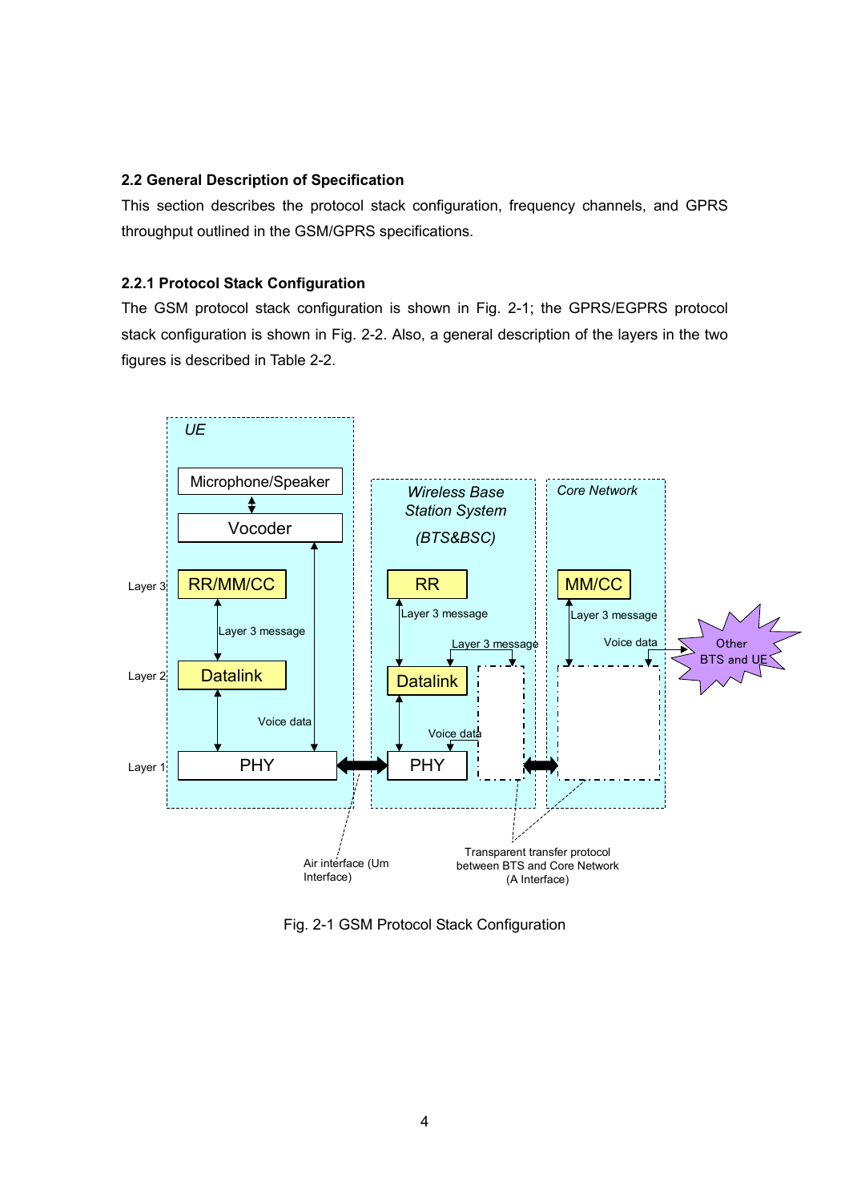### 2.2 General Description of Specification

This section describes the protocol stack configuration, frequency channels, and GPRS throughput outlined in the GSM/GPRS specifications.

#### 2.2.1 Protocol Stack Configuration

The GSM protocol stack configuration is shown in Fig. 2-1; the GPRS/EGPRS protocol stack configuration is shown in Fig. 2-2. Also, a general description of the layers in the two figures is described in Table 2-2.

Fig. 2-1 GSM Protocol Stack Configuration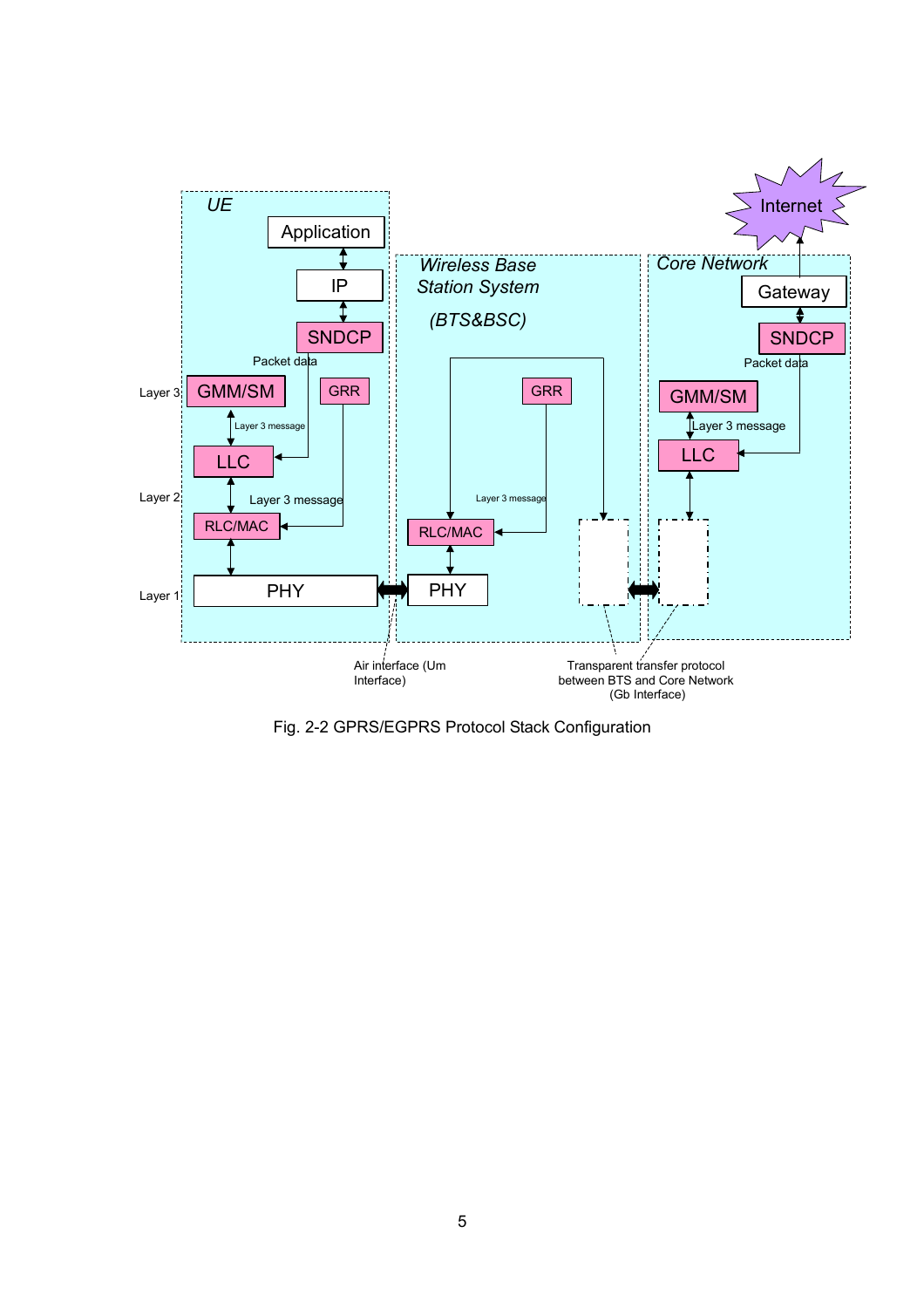Fig. 2-2 GPRS/EGPRS Protocol Stack Configuration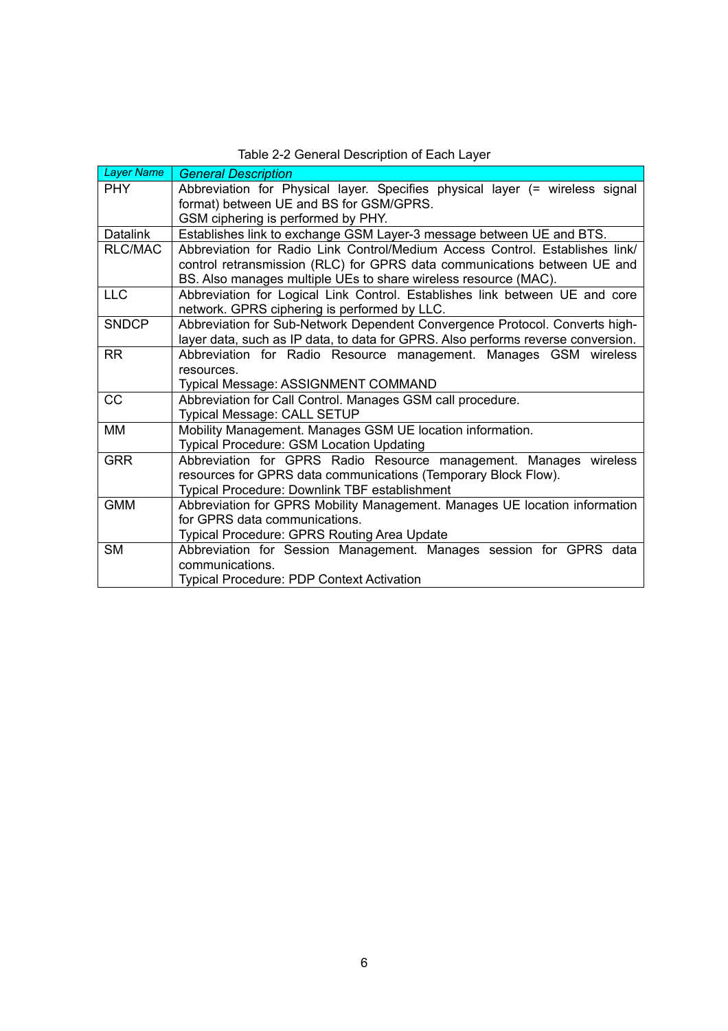Table 2-2 General Description of Each Layer

| *Layer Name* | *General Description* |
| --- | --- |
| PHY | Abbreviation for Physical layer. Specifies physical layer (= wireless signal format) between UE and BS for GSM/GPRS.<br>GSM ciphering is performed by PHY. |
| Datalink | Establishes link to exchange GSM Layer-3 message between UE and BTS. |
| RLC/MAC | Abbreviation for Radio Link Control/Medium Access Control. Establishes link/ control retransmission (RLC) for GPRS data communications between UE and BS. Also manages multiple UEs to share wireless resource (MAC). |
| LLC | Abbreviation for Logical Link Control. Establishes link between UE and core network. GPRS ciphering is performed by LLC. |
| SNDCP | Abbreviation for Sub-Network Dependent Convergence Protocol. Converts high-layer data, such as IP data, to data for GPRS. Also performs reverse conversion. |
| RR | Abbreviation for Radio Resource management. Manages GSM wireless resources.<br>Typical Message: ASSIGNMENT COMMAND |
| CC | Abbreviation for Call Control. Manages GSM call procedure.<br>Typical Message: CALL SETUP |
| MM | Mobility Management. Manages GSM UE location information.<br>Typical Procedure: GSM Location Updating |
| GRR | Abbreviation for GPRS Radio Resource management. Manages wireless resources for GPRS data communications (Temporary Block Flow).<br>Typical Procedure: Downlink TBF establishment |
| GMM | Abbreviation for GPRS Mobility Management. Manages UE location information for GPRS data communications.<br>Typical Procedure: GPRS Routing Area Update |
| SM | Abbreviation for Session Management. Manages session for GPRS data communications.<br>Typical Procedure: PDP Context Activation |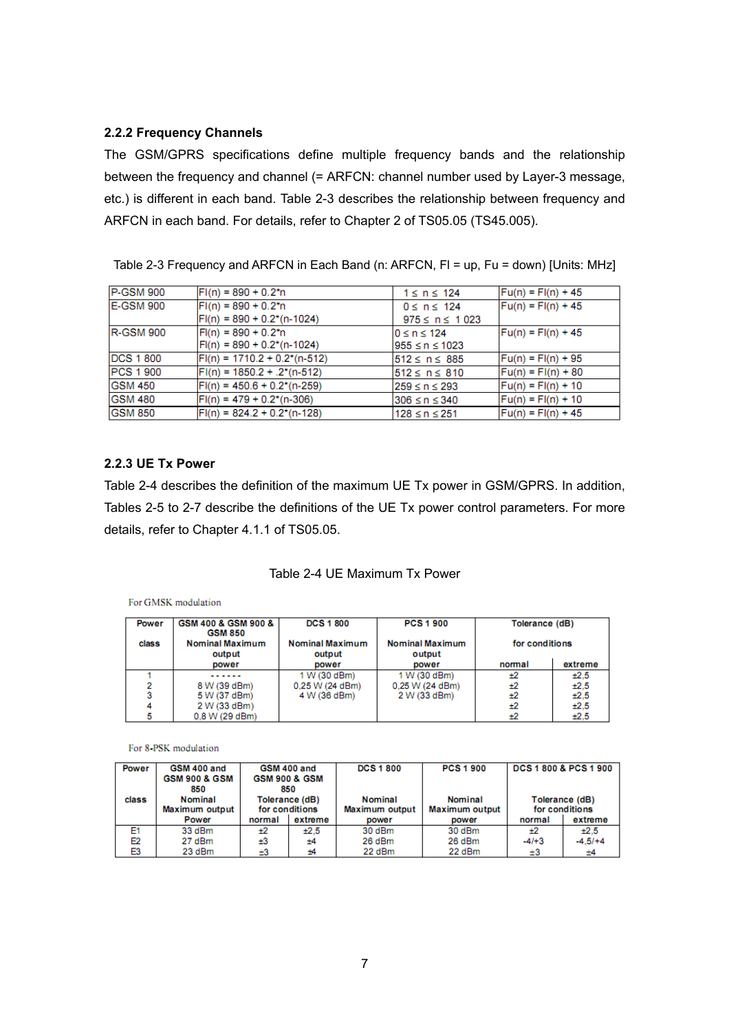### 2.2.2 Frequency Channels

The GSM/GPRS specifications define multiple frequency bands and the relationship between the frequency and channel (= ARFCN: channel number used by Layer-3 message, etc.) is different in each band. Table 2-3 describes the relationship between frequency and ARFCN in each band. For details, refer to Chapter 2 of TS05.05 (TS45.005).

Table 2-3 Frequency and ARFCN in Each Band (n: ARFCN, Fl = up, Fu = down) [Units: MHz]

| | | | |
|---|---|---|---|
| P-GSM 900 | Fl(n) = 890 + 0.2*n | 1 ≤ n ≤ 124 | Fu(n) = Fl(n) + 45 |
| E-GSM 900 | Fl(n) = 890 + 0.2*n<br>Fl(n) = 890 + 0.2*(n-1024) | 0 ≤ n ≤ 124<br>975 ≤ n ≤ 1 023 | Fu(n) = Fl(n) + 45 |
| R-GSM 900 | Fl(n) = 890 + 0.2*n<br>Fl(n) = 890 + 0.2*(n-1024) | 0 ≤ n ≤ 124<br>955 ≤ n ≤ 1023 | Fu(n) = Fl(n) + 45 |
| DCS 1 800 | Fl(n) = 1710.2 + 0.2*(n-512) | 512 ≤ n ≤ 885 | Fu(n) = Fl(n) + 95 |
| PCS 1 900 | Fl(n) = 1850.2 + .2*(n-512) | 512 ≤ n ≤ 810 | Fu(n) = Fl(n) + 80 |
| GSM 450 | Fl(n) = 450.6 + 0.2*(n-259) | 259 ≤ n ≤ 293 | Fu(n) = Fl(n) + 10 |
| GSM 480 | Fl(n) = 479 + 0.2*(n-306) | 306 ≤ n ≤ 340 | Fu(n) = Fl(n) + 10 |
| GSM 850 | Fl(n) = 824.2 + 0.2*(n-128) | 128 ≤ n ≤ 251 | Fu(n) = Fl(n) + 45 |

### 2.2.3 UE Tx Power

Table 2-4 describes the definition of the maximum UE Tx power in GSM/GPRS. In addition, Tables 2-5 to 2-7 describe the definitions of the UE Tx power control parameters. For more details, refer to Chapter 4.1.1 of TS05.05.

Table 2-4 UE Maximum Tx Power

For GMSK modulation

| Power class | GSM 400 & GSM 900 & GSM 850 Nominal Maximum output power | DCS 1 800 Nominal Maximum output power | PCS 1 900 Nominal Maximum output power | Tolerance (dB) for conditions | |
|---|---|---|---|---|---|
| | | | | normal | extreme |
| 1 | - - - - - - | 1 W (30 dBm) | 1 W (30 dBm) | ±2 | ±2,5 |
| 2 | 8 W (39 dBm) | 0,25 W (24 dBm) | 0,25 W (24 dBm) | ±2 | ±2,5 |
| 3 | 5 W (37 dBm) | 4 W (36 dBm) | 2 W (33 dBm) | ±2 | ±2,5 |
| 4 | 2 W (33 dBm) | | | ±2 | ±2,5 |
| 5 | 0,8 W (29 dBm) | | | ±2 | ±2,5 |

For 8-PSK modulation

| Power class | GSM 400 and GSM 900 & GSM 850 Nominal Maximum output Power | GSM 400 and GSM 900 & GSM 850 Tolerance (dB) for conditions | | DCS 1 800 Nominal Maximum output power | PCS 1 900 Nominal Maximum output power | DCS 1 800 & PCS 1 900 Tolerance (dB) for conditions | |
|---|---|---|---|---|---|---|---|
| | | normal | extreme | | | normal | extreme |
| E1 | 33 dBm | ±2 | ±2,5 | 30 dBm | 30 dBm | ±2 | ±2,5 |
| E2 | 27 dBm | ±3 | ±4 | 26 dBm | 26 dBm | -4/+3 | -4,5/+4 |
| E3 | 23 dBm | ±3 | ±4 | 22 dBm | 22 dBm | ±3 | ±4 |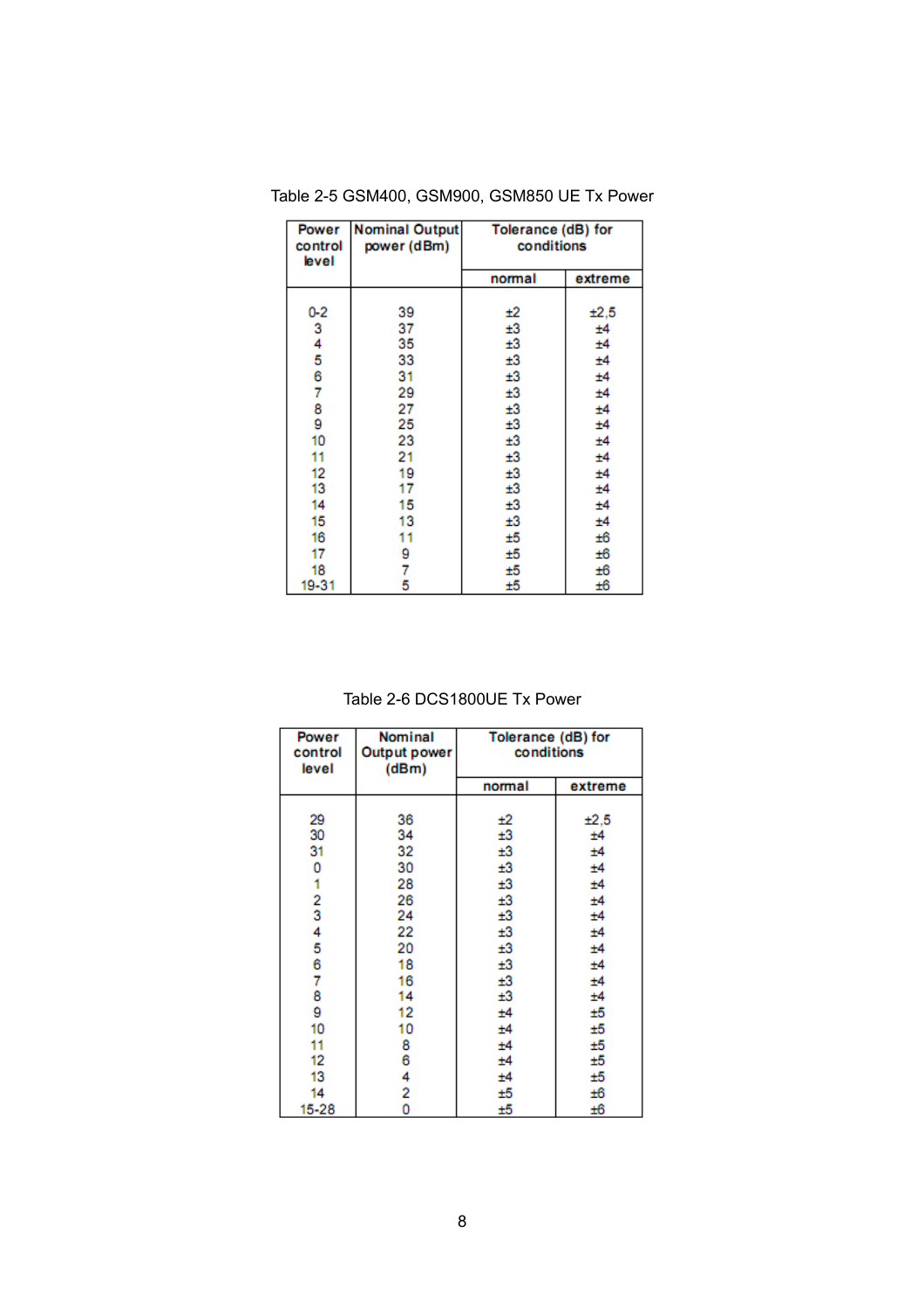Table 2-5 GSM400, GSM900, GSM850 UE Tx Power

| Power control level | Nominal Output power (dBm) | Tolerance (dB) for conditions | |
|---|---|---|---|
| | | normal | extreme |
| 0-2 | 39 | ±2 | ±2,5 |
| 3 | 37 | ±3 | ±4 |
| 4 | 35 | ±3 | ±4 |
| 5 | 33 | ±3 | ±4 |
| 6 | 31 | ±3 | ±4 |
| 7 | 29 | ±3 | ±4 |
| 8 | 27 | ±3 | ±4 |
| 9 | 25 | ±3 | ±4 |
| 10 | 23 | ±3 | ±4 |
| 11 | 21 | ±3 | ±4 |
| 12 | 19 | ±3 | ±4 |
| 13 | 17 | ±3 | ±4 |
| 14 | 15 | ±3 | ±4 |
| 15 | 13 | ±3 | ±4 |
| 16 | 11 | ±5 | ±6 |
| 17 | 9 | ±5 | ±6 |
| 18 | 7 | ±5 | ±6 |
| 19-31 | 5 | ±5 | ±6 |

Table 2-6 DCS1800UE Tx Power

| Power control level | Nominal Output power (dBm) | Tolerance (dB) for conditions | |
|---|---|---|---|
| | | normal | extreme |
| 29 | 36 | ±2 | ±2,5 |
| 30 | 34 | ±3 | ±4 |
| 31 | 32 | ±3 | ±4 |
| 0 | 30 | ±3 | ±4 |
| 1 | 28 | ±3 | ±4 |
| 2 | 26 | ±3 | ±4 |
| 3 | 24 | ±3 | ±4 |
| 4 | 22 | ±3 | ±4 |
| 5 | 20 | ±3 | ±4 |
| 6 | 18 | ±3 | ±4 |
| 7 | 16 | ±3 | ±4 |
| 8 | 14 | ±3 | ±4 |
| 9 | 12 | ±4 | ±5 |
| 10 | 10 | ±4 | ±5 |
| 11 | 8 | ±4 | ±5 |
| 12 | 6 | ±4 | ±5 |
| 13 | 4 | ±4 | ±5 |
| 14 | 2 | ±5 | ±6 |
| 15-28 | 0 | ±5 | ±6 |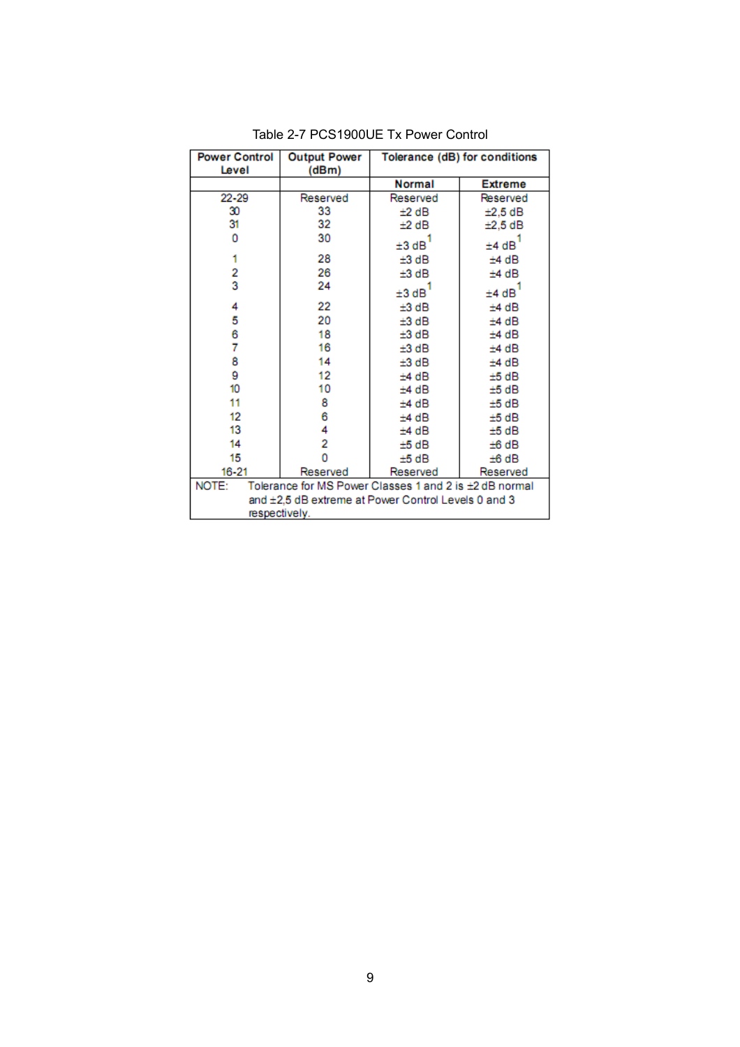Table 2-7 PCS1900UE Tx Power Control

| Power Control Level | Output Power (dBm) | Tolerance (dB) for conditions | |
|---|---|---|---|
| | | Normal | Extreme |
| 22-29 | Reserved | Reserved | Reserved |
| 30 | 33 | ±2 dB | ±2,5 dB |
| 31 | 32 | ±2 dB | ±2,5 dB |
| 0 | 30 | ±3 dB[1] | ±4 dB[1] |
| 1 | 28 | ±3 dB | ±4 dB |
| 2 | 26 | ±3 dB | ±4 dB |
| 3 | 24 | ±3 dB[1] | ±4 dB[1] |
| 4 | 22 | ±3 dB | ±4 dB |
| 5 | 20 | ±3 dB | ±4 dB |
| 6 | 18 | ±3 dB | ±4 dB |
| 7 | 16 | ±3 dB | ±4 dB |
| 8 | 14 | ±3 dB | ±4 dB |
| 9 | 12 | ±4 dB | ±5 dB |
| 10 | 10 | ±4 dB | ±5 dB |
| 11 | 8 | ±4 dB | ±5 dB |
| 12 | 6 | ±4 dB | ±5 dB |
| 13 | 4 | ±4 dB | ±5 dB |
| 14 | 2 | ±5 dB | ±6 dB |
| 15 | 0 | ±5 dB | ±6 dB |
| 16-21 | Reserved | Reserved | Reserved |

NOTE: Tolerance for MS Power Classes 1 and 2 is ±2 dB normal and ±2,5 dB extreme at Power Control Levels 0 and 3 respectively.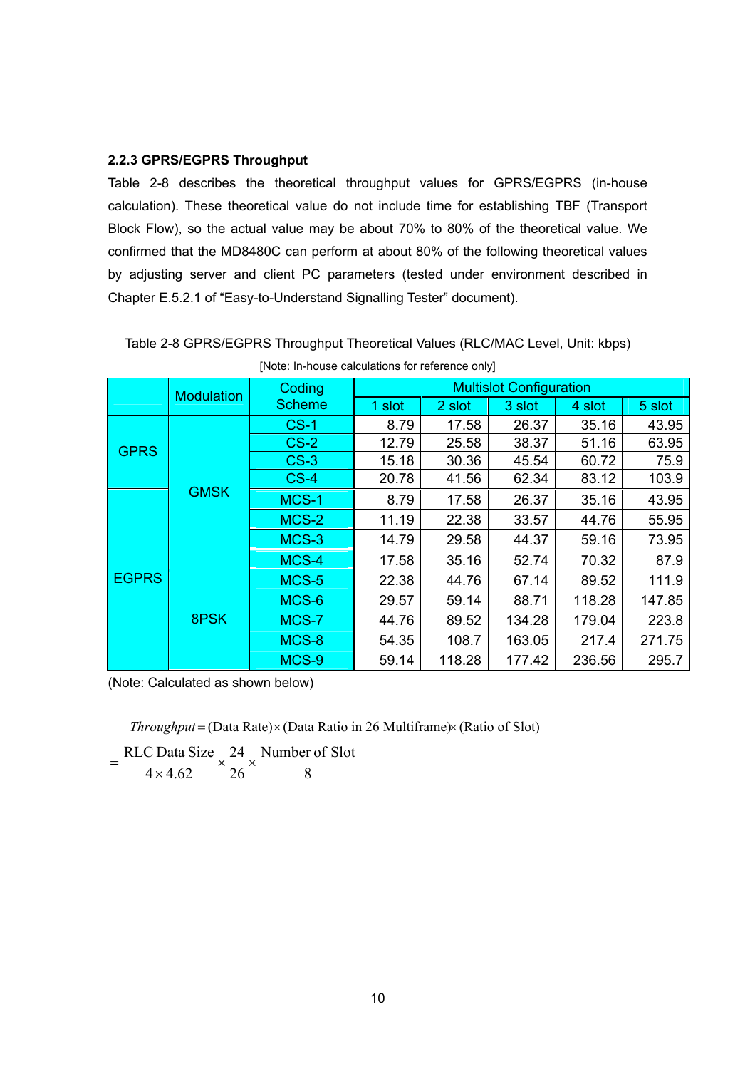### 2.2.3 GPRS/EGPRS Throughput

Table 2-8 describes the theoretical throughput values for GPRS/EGPRS (in-house calculation). These theoretical value do not include time for establishing TBF (Transport Block Flow), so the actual value may be about 70% to 80% of the theoretical value. We confirmed that the MD8480C can perform at about 80% of the following theoretical values by adjusting server and client PC parameters (tested under environment described in Chapter E.5.2.1 of "Easy-to-Understand Signalling Tester" document).

Table 2-8 GPRS/EGPRS Throughput Theoretical Values (RLC/MAC Level, Unit: kbps)

[Note: In-house calculations for reference only]

| | Modulation | Coding Scheme | Multislot Configuration | | | | |
|---|---|---|---|---|---|---|---|
| | | | 1 slot | 2 slot | 3 slot | 4 slot | 5 slot |
| GPRS | GMSK | CS-1 | 8.79 | 17.58 | 26.37 | 35.16 | 43.95 |
| | | CS-2 | 12.79 | 25.58 | 38.37 | 51.16 | 63.95 |
| | | CS-3 | 15.18 | 30.36 | 45.54 | 60.72 | 75.9 |
| | | CS-4 | 20.78 | 41.56 | 62.34 | 83.12 | 103.9 |
| EGPRS | | MCS-1 | 8.79 | 17.58 | 26.37 | 35.16 | 43.95 |
| | | MCS-2 | 11.19 | 22.38 | 33.57 | 44.76 | 55.95 |
| | | MCS-3 | 14.79 | 29.58 | 44.37 | 59.16 | 73.95 |
| | | MCS-4 | 17.58 | 35.16 | 52.74 | 70.32 | 87.9 |
| | 8PSK | MCS-5 | 22.38 | 44.76 | 67.14 | 89.52 | 111.9 |
| | | MCS-6 | 29.57 | 59.14 | 88.71 | 118.28 | 147.85 |
| | | MCS-7 | 44.76 | 89.52 | 134.28 | 179.04 | 223.8 |
| | | MCS-8 | 54.35 | 108.7 | 163.05 | 217.4 | 271.75 |
| | | MCS-9 | 59.14 | 118.28 | 177.42 | 236.56 | 295.7 |

(Note: Calculated as shown below)

$$Throughput = (\text{Data Rate}) \times (\text{Data Ratio in 26 Multiframe}) \times (\text{Ratio of Slot})$$

$$= \frac{\text{RLC Data Size}}{4 \times 4.62} \times \frac{24}{26} \times \frac{\text{Number of Slot}}{8}$$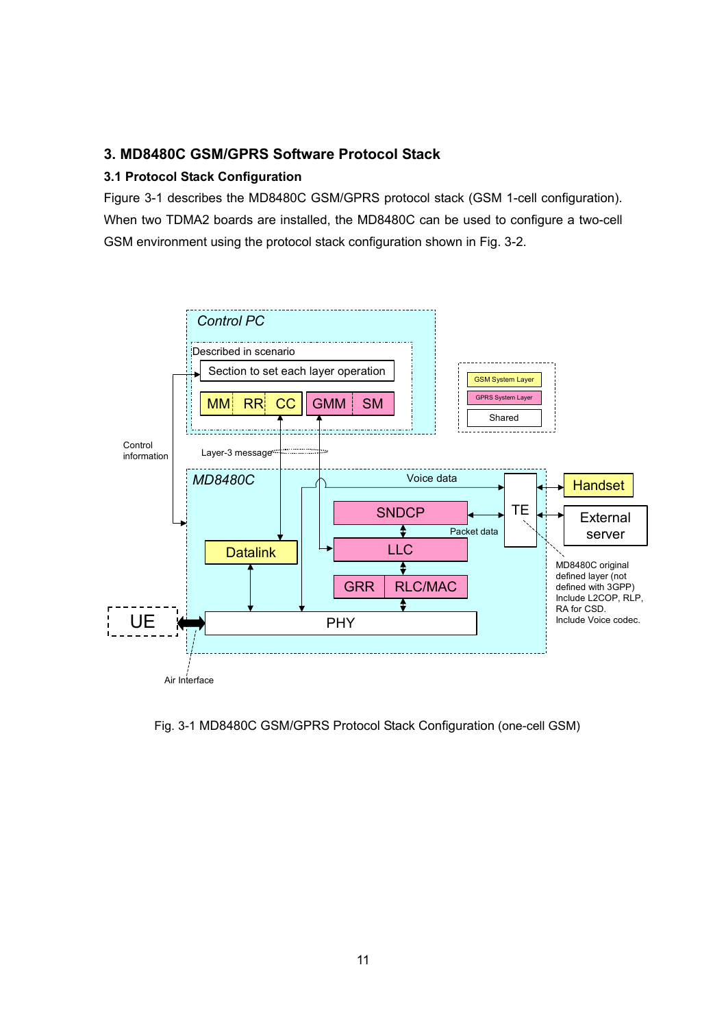## 3. MD8480C GSM/GPRS Software Protocol Stack

### 3.1 Protocol Stack Configuration

Figure 3-1 describes the MD8480C GSM/GPRS protocol stack (GSM 1-cell configuration). When two TDMA2 boards are installed, the MD8480C can be used to configure a two-cell GSM environment using the protocol stack configuration shown in Fig. 3-2.

Fig. 3-1 MD8480C GSM/GPRS Protocol Stack Configuration (one-cell GSM)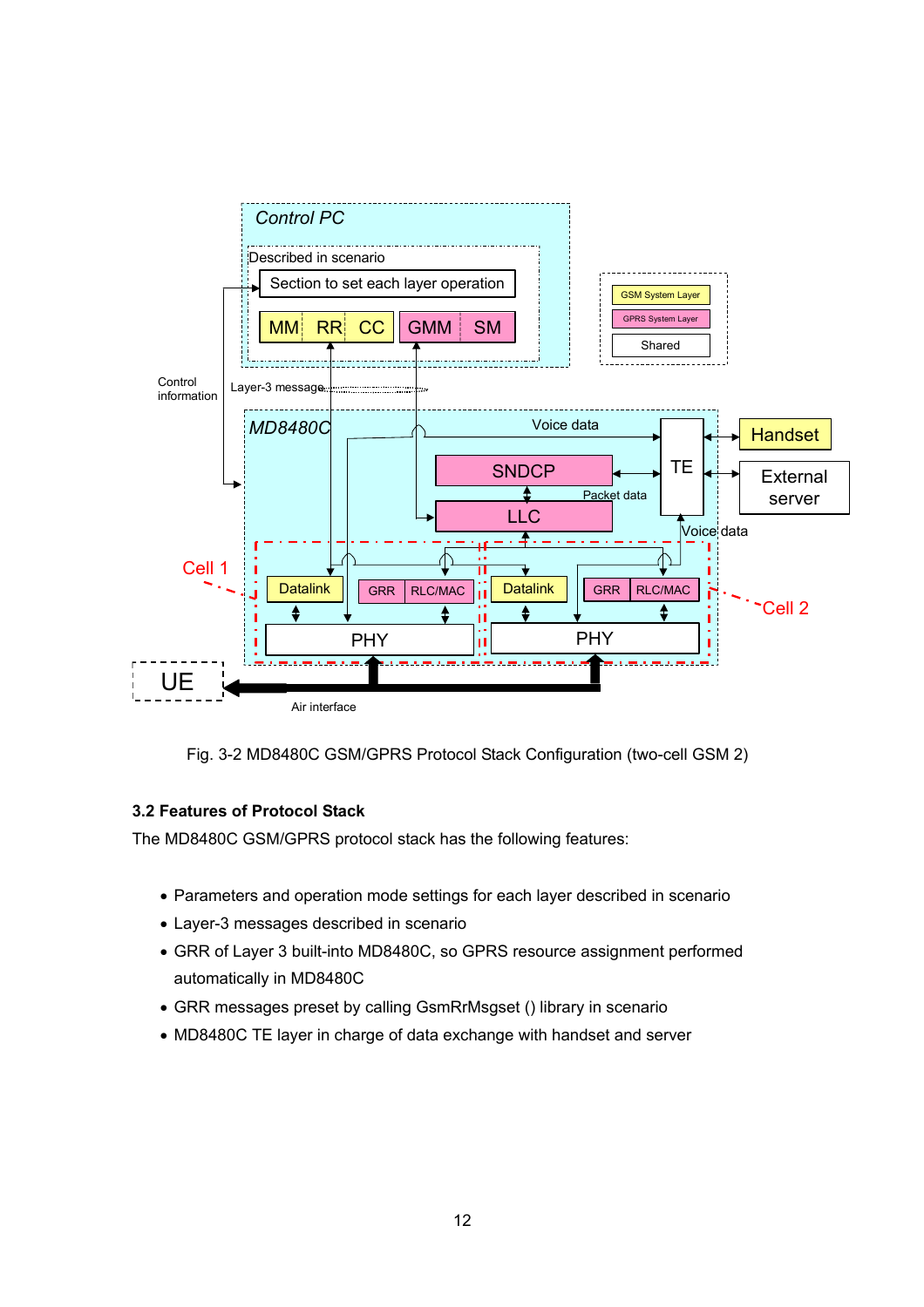Fig. 3-2 MD8480C GSM/GPRS Protocol Stack Configuration (two-cell GSM 2)

### 3.2 Features of Protocol Stack

The MD8480C GSM/GPRS protocol stack has the following features:

- Parameters and operation mode settings for each layer described in scenario
- Layer-3 messages described in scenario
- GRR of Layer 3 built-into MD8480C, so GPRS resource assignment performed automatically in MD8480C
- GRR messages preset by calling GsmRrMsgset () library in scenario
- MD8480C TE layer in charge of data exchange with handset and server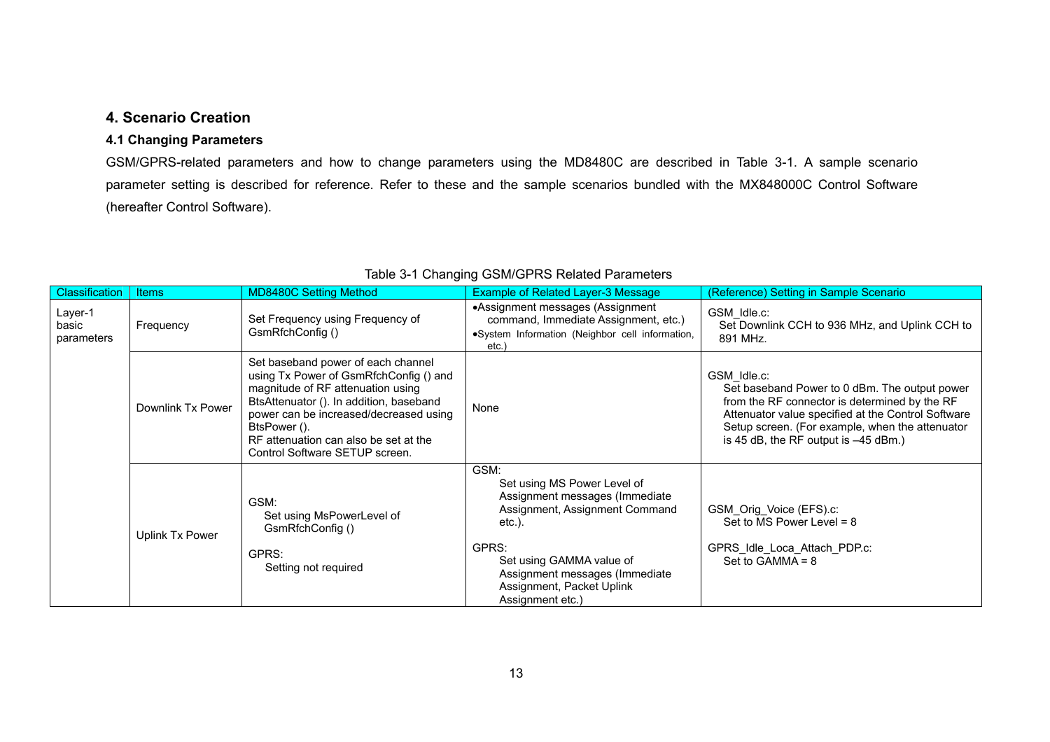# 4. Scenario Creation

## 4.1 Changing Parameters

GSM/GPRS-related parameters and how to change parameters using the MD8480C are described in Table 3-1. A sample scenario parameter setting is described for reference. Refer to these and the sample scenarios bundled with the MX848000C Control Software (hereafter Control Software).

Table 3-1 Changing GSM/GPRS Related Parameters

| Classification | Items | MD8480C Setting Method | Example of Related Layer-3 Message | (Reference) Setting in Sample Scenario |
|---|---|---|---|---|
| Layer-1 basic parameters | Frequency | Set Frequency using Frequency of GsmRfchConfig () | •Assignment messages (Assignment command, Immediate Assignment, etc.)<br>•System Information (Neighbor cell information, etc.) | GSM_Idle.c:<br>Set Downlink CCH to 936 MHz, and Uplink CCH to 891 MHz. |
| | Downlink Tx Power | Set baseband power of each channel using Tx Power of GsmRfchConfig () and magnitude of RF attenuation using BtsAttenuator (). In addition, baseband power can be increased/decreased using BtsPower ().<br>RF attenuation can also be set at the Control Software SETUP screen. | None | GSM_Idle.c:<br>Set baseband Power to 0 dBm. The output power from the RF connector is determined by the RF Attenuator value specified at the Control Software Setup screen. (For example, when the attenuator is 45 dB, the RF output is –45 dBm.) |
| | Uplink Tx Power | GSM:<br>Set using MsPowerLevel of GsmRfchConfig ()<br><br>GPRS:<br>Setting not required | GSM:<br>Set using MS Power Level of Assignment messages (Immediate Assignment, Assignment Command etc.).<br><br>GPRS:<br>Set using GAMMA value of Assignment messages (Immediate Assignment, Packet Uplink Assignment etc.) | GSM_Orig_Voice (EFS).c:<br>Set to MS Power Level = 8<br><br>GPRS_Idle_Loca_Attach_PDP.c:<br>Set to GAMMA = 8 |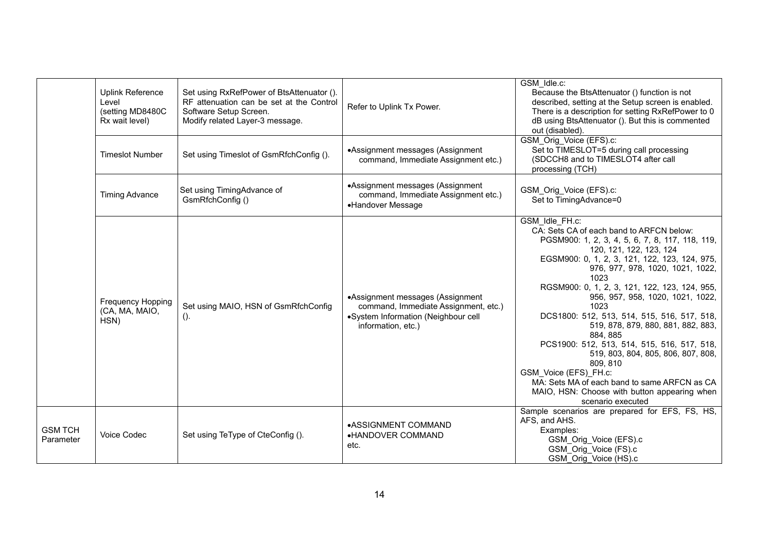| | | | | |
|---|---|---|---|---|
| | Uplink Reference Level (setting MD8480C Rx wait level) | Set using RxRefPower of BtsAttenuator (). RF attenuation can be set at the Control Software Setup Screen. Modify related Layer-3 message. | Refer to Uplink Tx Power. | GSM_Idle.c: Because the BtsAttenuator () function is not described, setting at the Setup screen is enabled. There is a description for setting RxRefPower to 0 dB using BtsAttenuator (). But this is commented out (disabled). |
| | Timeslot Number | Set using Timeslot of GsmRfchConfig (). | •Assignment messages (Assignment command, Immediate Assignment etc.) | GSM_Orig_Voice (EFS).c: Set to TIMESLOT=5 during call processing (SDCCH8 and to TIMESLOT4 after call processing (TCH) |
| | Timing Advance | Set using TimingAdvance of GsmRfchConfig () | •Assignment messages (Assignment command, Immediate Assignment etc.)<br>•Handover Message | GSM_Orig_Voice (EFS).c: Set to TimingAdvance=0 |
| | Frequency Hopping (CA, MA, MAIO, HSN) | Set using MAIO, HSN of GsmRfchConfig (). | •Assignment messages (Assignment command, Immediate Assignment, etc.)<br>•System Information (Neighbour cell information, etc.) | GSM_Idle_FH.c:<br>CA: Sets CA of each band to ARFCN below:<br>PGSM900: 1, 2, 3, 4, 5, 6, 7, 8, 117, 118, 119, 120, 121, 122, 123, 124<br>EGSM900: 0, 1, 2, 3, 121, 122, 123, 124, 975, 976, 977, 978, 1020, 1021, 1022, 1023<br>RGSM900: 0, 1, 2, 3, 121, 122, 123, 124, 955, 956, 957, 958, 1020, 1021, 1022, 1023<br>DCS1800: 512, 513, 514, 515, 516, 517, 518, 519, 878, 879, 880, 881, 882, 883, 884, 885<br>PCS1900: 512, 513, 514, 515, 516, 517, 518, 519, 803, 804, 805, 806, 807, 808, 809, 810<br>GSM_Voice (EFS)_FH.c:<br>MA: Sets MA of each band to same ARFCN as CA<br>MAIO, HSN: Choose with button appearing when scenario executed |
| GSM TCH Parameter | Voice Codec | Set using TeType of CteConfig (). | •ASSIGNMENT COMMAND<br>•HANDOVER COMMAND<br>etc. | Sample scenarios are prepared for EFS, FS, HS, AFS, and AHS.<br>Examples:<br>GSM_Orig_Voice (EFS).c<br>GSM_Orig_Voice (FS).c<br>GSM_Orig_Voice (HS).c |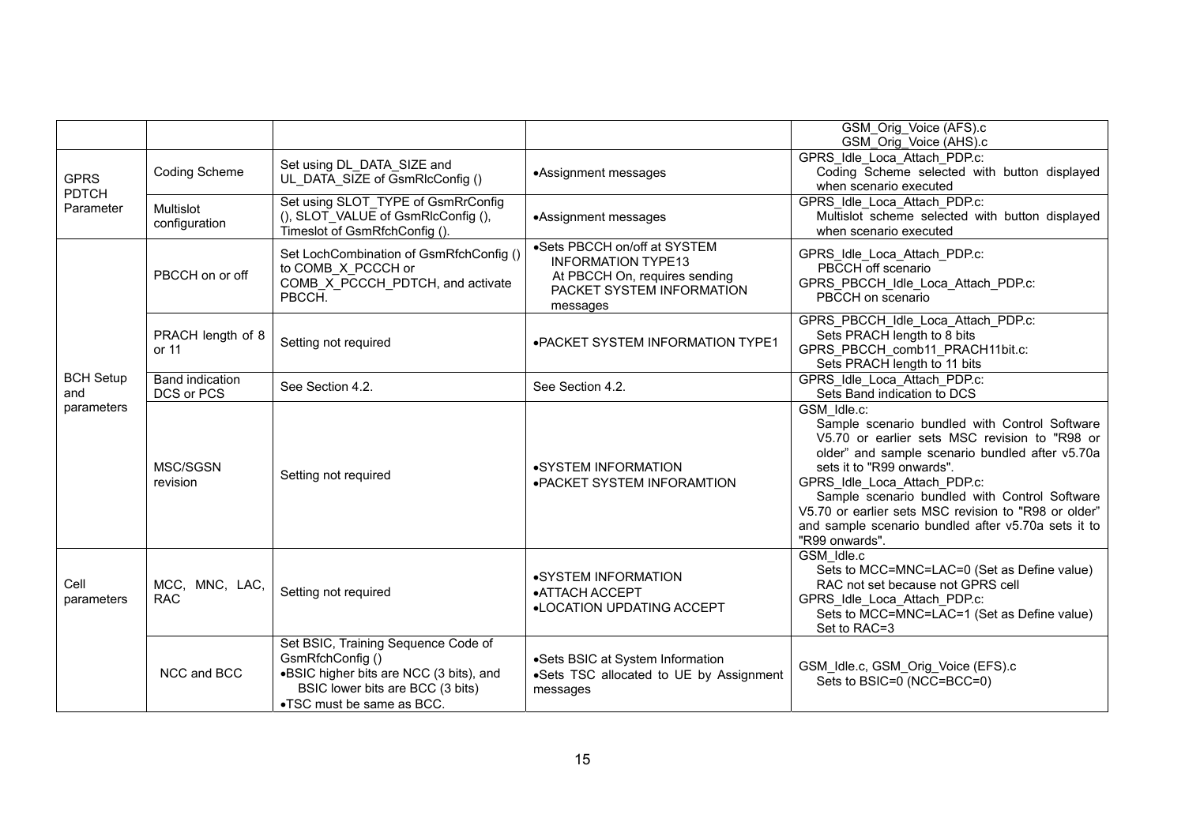| | | | | |
|---|---|---|---|---|
| | | | | GSM_Orig_Voice (AFS).c<br>GSM_Orig_Voice (AHS).c |
| GPRS PDTCH Parameter | Coding Scheme | Set using DL_DATA_SIZE and UL_DATA_SIZE of GsmRlcConfig () | •Assignment messages | GPRS_Idle_Loca_Attach_PDP.c:<br>Coding Scheme selected with button displayed when scenario executed |
| | Multislot configuration | Set using SLOT_TYPE of GsmRrConfig (), SLOT_VALUE of GsmRlcConfig (), Timeslot of GsmRfchConfig (). | •Assignment messages | GPRS_Idle_Loca_Attach_PDP.c:<br>Multislot scheme selected with button displayed when scenario executed |
| BCH Setup and parameters | PBCCH on or off | Set LochCombination of GsmRfchConfig () to COMB_X_PCCCH or COMB_X_PCCCH_PDTCH, and activate PBCCH. | •Sets PBCCH on/off at SYSTEM INFORMATION TYPE13<br>At PBCCH On, requires sending PACKET SYSTEM INFORMATION messages | GPRS_Idle_Loca_Attach_PDP.c:<br>PBCCH off scenario<br>GPRS_PBCCH_Idle_Loca_Attach_PDP.c:<br>PBCCH on scenario |
| | PRACH length of 8 or 11 | Setting not required | •PACKET SYSTEM INFORMATION TYPE1 | GPRS_PBCCH_Idle_Loca_Attach_PDP.c:<br>Sets PRACH length to 8 bits<br>GPRS_PBCCH_comb11_PRACH11bit.c:<br>Sets PRACH length to 11 bits |
| | Band indication DCS or PCS | See Section 4.2. | See Section 4.2. | GPRS_Idle_Loca_Attach_PDP.c:<br>Sets Band indication to DCS |
| | MSC/SGSN revision | Setting not required | •SYSTEM INFORMATION<br>•PACKET SYSTEM INFORAMTION | GSM_Idle.c:<br>Sample scenario bundled with Control Software V5.70 or earlier sets MSC revision to "R98 or older" and sample scenario bundled after v5.70a sets it to "R99 onwards".<br>GPRS_Idle_Loca_Attach_PDP.c:<br>Sample scenario bundled with Control Software V5.70 or earlier sets MSC revision to "R98 or older" and sample scenario bundled after v5.70a sets it to "R99 onwards". |
| Cell parameters | MCC, MNC, LAC, RAC | Setting not required | •SYSTEM INFORMATION<br>•ATTACH ACCEPT<br>•LOCATION UPDATING ACCEPT | GSM_Idle.c<br>Sets to MCC=MNC=LAC=0 (Set as Define value)<br>RAC not set because not GPRS cell<br>GPRS_Idle_Loca_Attach_PDP.c:<br>Sets to MCC=MNC=LAC=1 (Set as Define value)<br>Set to RAC=3 |
| | NCC and BCC | Set BSIC, Training Sequence Code of GsmRfchConfig ()<br>•BSIC higher bits are NCC (3 bits), and BSIC lower bits are BCC (3 bits)<br>•TSC must be same as BCC. | •Sets BSIC at System Information<br>•Sets TSC allocated to UE by Assignment messages | GSM_Idle.c, GSM_Orig_Voice (EFS).c<br>Sets to BSIC=0 (NCC=BCC=0) |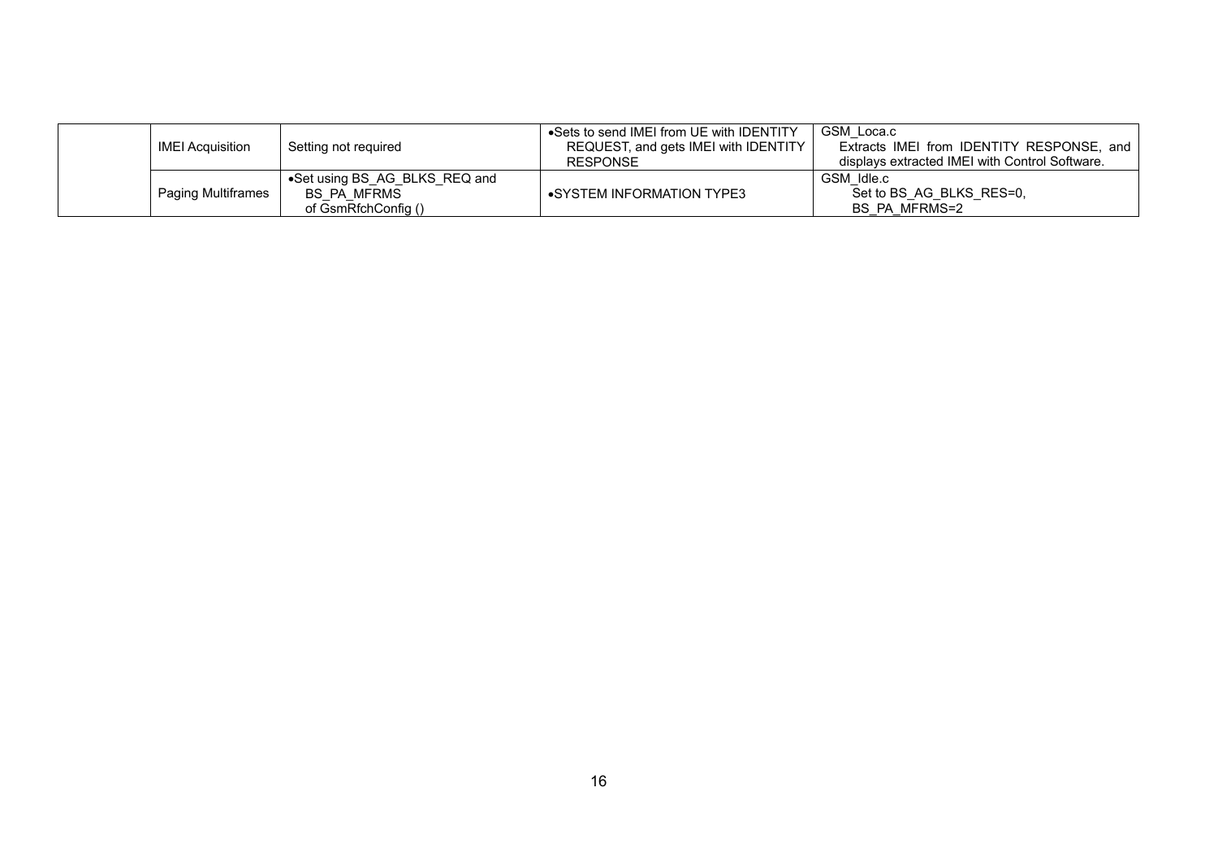| | | | | |
|---|---|---|---|---|
| | IMEI Acquisition | Setting not required | •Sets to send IMEI from UE with IDENTITY REQUEST, and gets IMEI with IDENTITY RESPONSE | GSM_Loca.c<br>Extracts IMEI from IDENTITY RESPONSE, and displays extracted IMEI with Control Software. |
| | Paging Multiframes | •Set using BS_AG_BLKS_REQ and BS_PA_MFRMS of GsmRfchConfig () | •SYSTEM INFORMATION TYPE3 | GSM_Idle.c<br>Set to BS_AG_BLKS_RES=0, BS_PA_MFRMS=2 |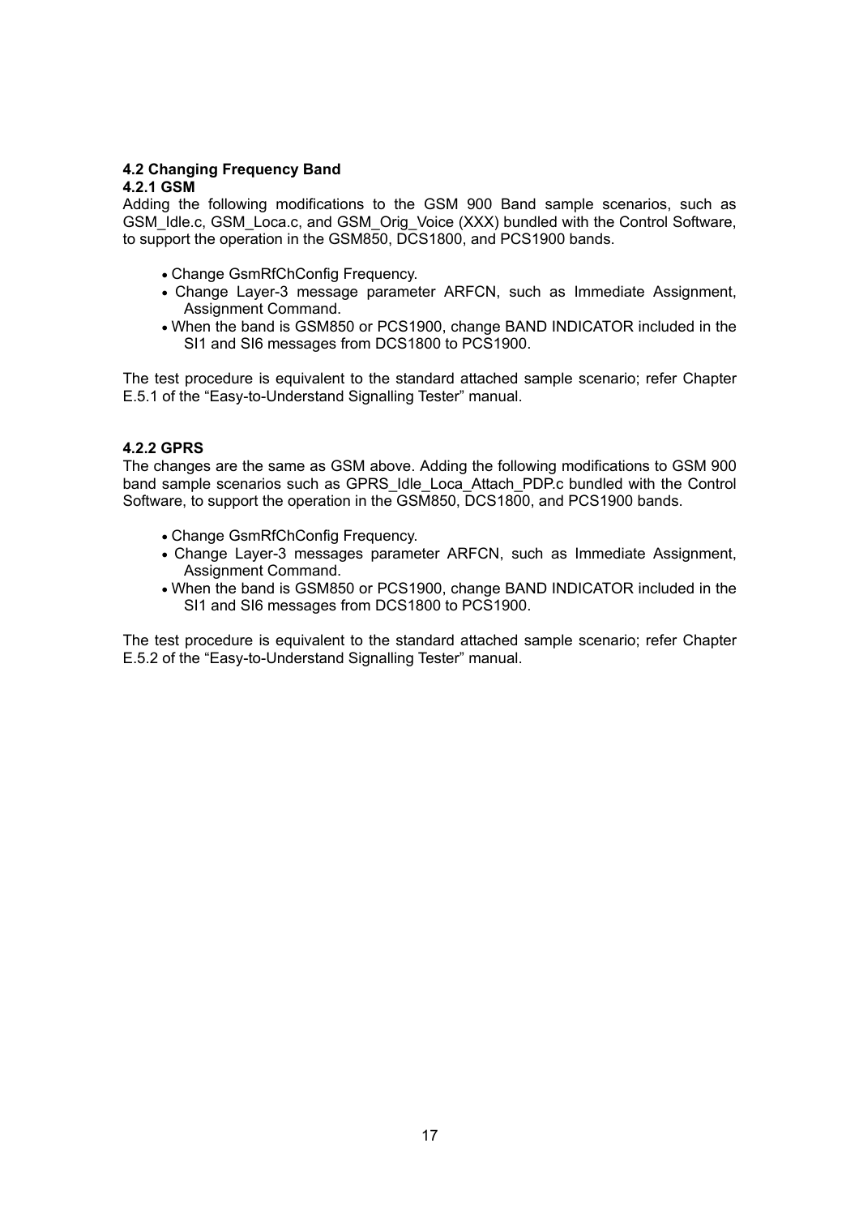## 4.2 Changing Frequency Band

### 4.2.1 GSM

Adding the following modifications to the GSM 900 Band sample scenarios, such as GSM_Idle.c, GSM_Loca.c, and GSM_Orig_Voice (XXX) bundled with the Control Software, to support the operation in the GSM850, DCS1800, and PCS1900 bands.

- Change GsmRfChConfig Frequency.
- Change Layer-3 message parameter ARFCN, such as Immediate Assignment, Assignment Command.
- When the band is GSM850 or PCS1900, change BAND INDICATOR included in the SI1 and SI6 messages from DCS1800 to PCS1900.

The test procedure is equivalent to the standard attached sample scenario; refer Chapter E.5.1 of the "Easy-to-Understand Signalling Tester" manual.

### 4.2.2 GPRS

The changes are the same as GSM above. Adding the following modifications to GSM 900 band sample scenarios such as GPRS_Idle_Loca_Attach_PDP.c bundled with the Control Software, to support the operation in the GSM850, DCS1800, and PCS1900 bands.

- Change GsmRfChConfig Frequency.
- Change Layer-3 messages parameter ARFCN, such as Immediate Assignment, Assignment Command.
- When the band is GSM850 or PCS1900, change BAND INDICATOR included in the SI1 and SI6 messages from DCS1800 to PCS1900.

The test procedure is equivalent to the standard attached sample scenario; refer Chapter E.5.2 of the "Easy-to-Understand Signalling Tester" manual.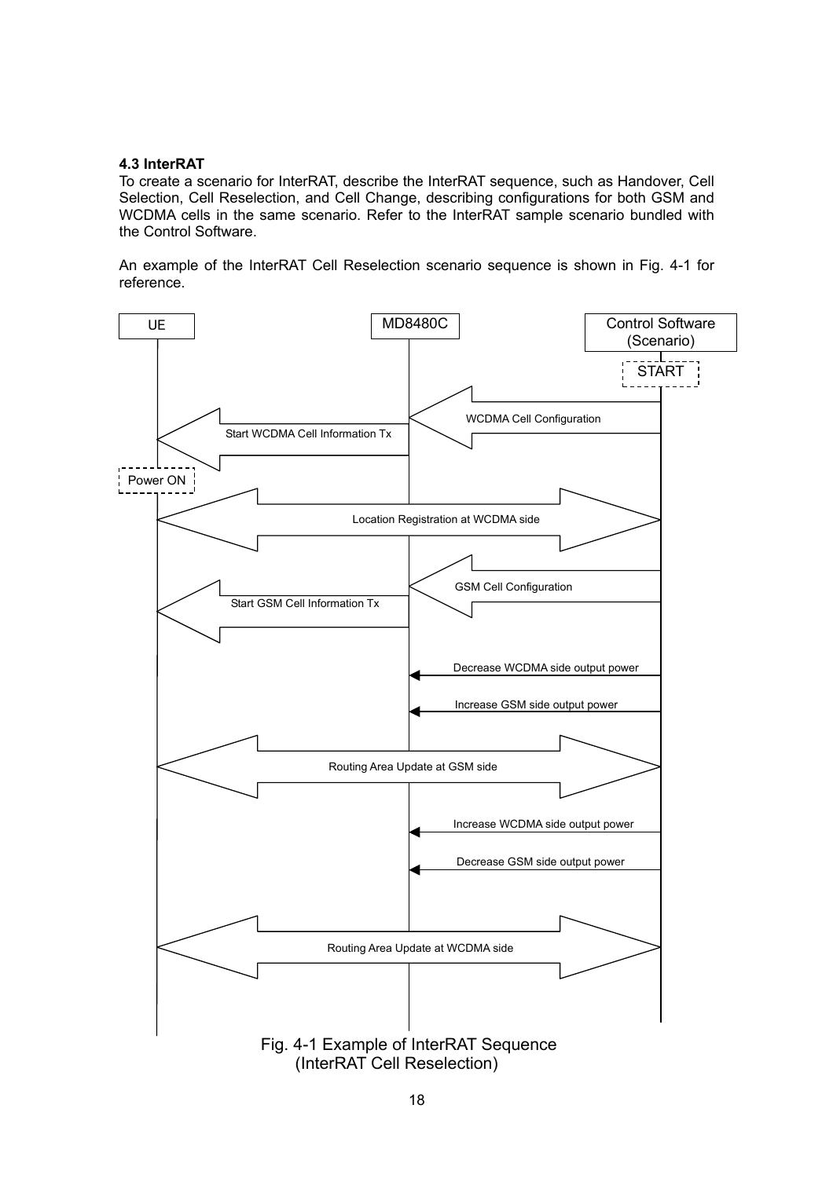### 4.3 InterRAT

To create a scenario for InterRAT, describe the InterRAT sequence, such as Handover, Cell Selection, Cell Reselection, and Cell Change, describing configurations for both GSM and WCDMA cells in the same scenario. Refer to the InterRAT sample scenario bundled with the Control Software.

An example of the InterRAT Cell Reselection scenario sequence is shown in Fig. 4-1 for reference.

UE | MD8480C | Control Software (Scenario)

START

WCDMA Cell Configuration

Start WCDMA Cell Information Tx

Power ON

Location Registration at WCDMA side

GSM Cell Configuration

Start GSM Cell Information Tx

Decrease WCDMA side output power

Increase GSM side output power

Routing Area Update at GSM side

Increase WCDMA side output power

Decrease GSM side output power

Routing Area Update at WCDMA side

Fig. 4-1 Example of InterRAT Sequence
(InterRAT Cell Reselection)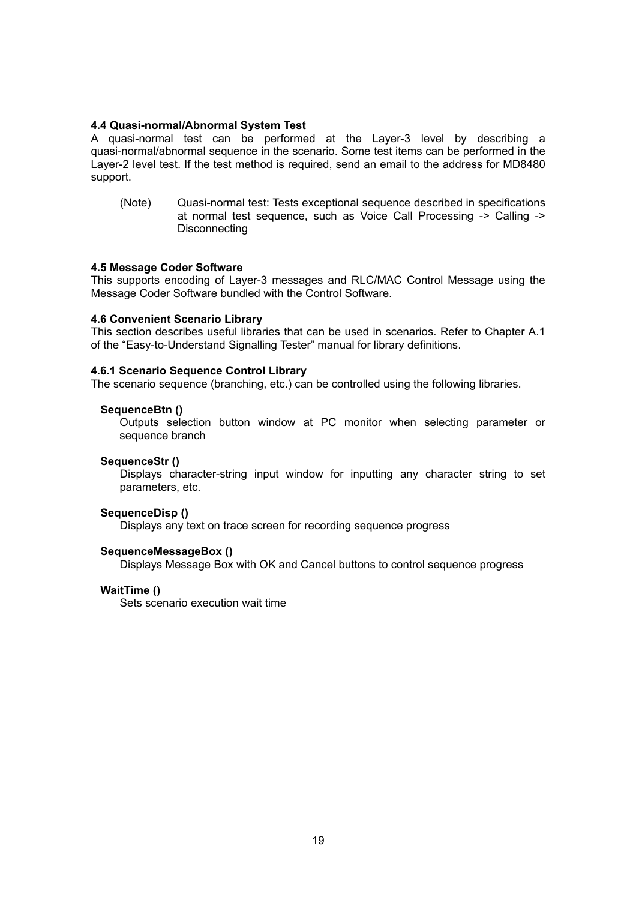### 4.4 Quasi-normal/Abnormal System Test

A quasi-normal test can be performed at the Layer-3 level by describing a quasi-normal/abnormal sequence in the scenario. Some test items can be performed in the Layer-2 level test. If the test method is required, send an email to the address for MD8480 support.

(Note) Quasi-normal test: Tests exceptional sequence described in specifications at normal test sequence, such as Voice Call Processing -> Calling -> Disconnecting

### 4.5 Message Coder Software

This supports encoding of Layer-3 messages and RLC/MAC Control Message using the Message Coder Software bundled with the Control Software.

### 4.6 Convenient Scenario Library

This section describes useful libraries that can be used in scenarios. Refer to Chapter A.1 of the “Easy-to-Understand Signalling Tester” manual for library definitions.

#### 4.6.1 Scenario Sequence Control Library

The scenario sequence (branching, etc.) can be controlled using the following libraries.

**SequenceBtn ()**

Outputs selection button window at PC monitor when selecting parameter or sequence branch

**SequenceStr ()**

Displays character-string input window for inputting any character string to set parameters, etc.

**SequenceDisp ()**

Displays any text on trace screen for recording sequence progress

**SequenceMessageBox ()**

Displays Message Box with OK and Cancel buttons to control sequence progress

**WaitTime ()**

Sets scenario execution wait time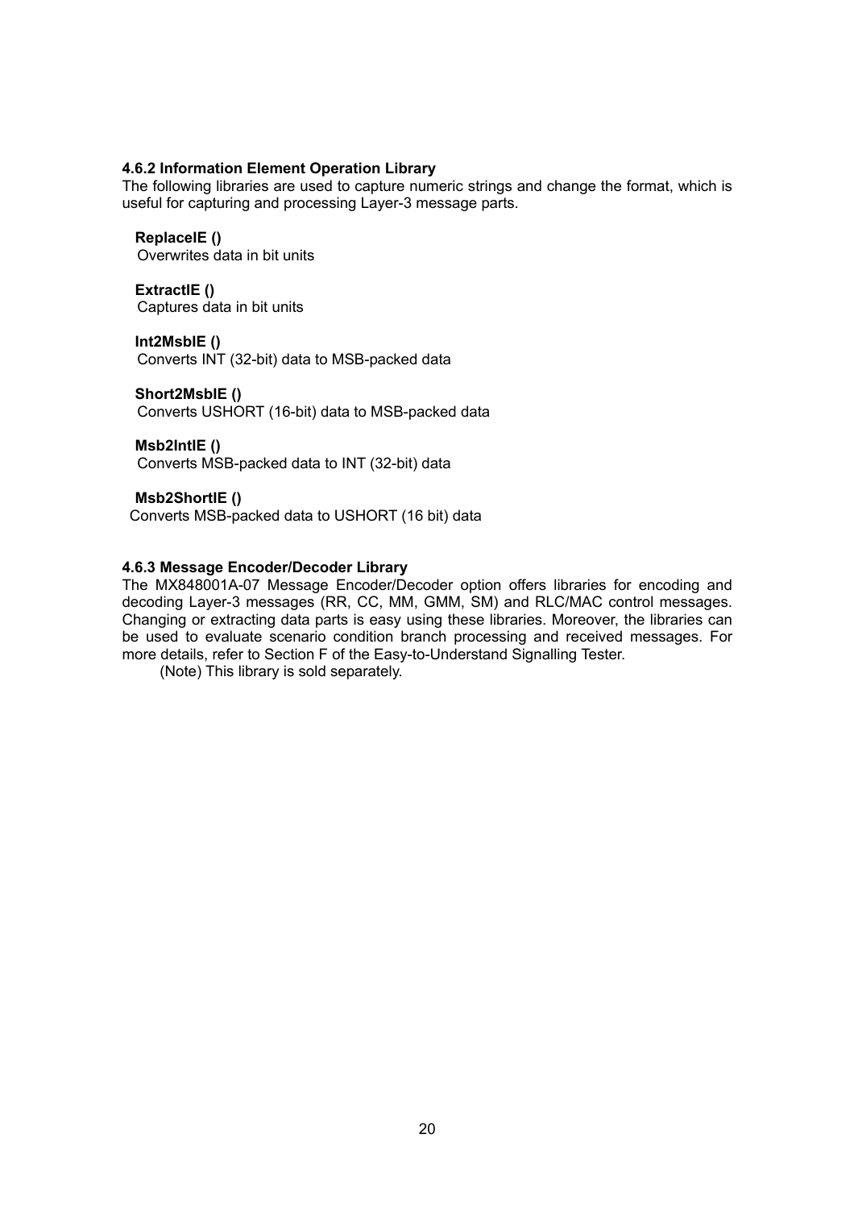### 4.6.2 Information Element Operation Library

The following libraries are used to capture numeric strings and change the format, which is useful for capturing and processing Layer-3 message parts.

**ReplaceIE ()**
Overwrites data in bit units

**ExtractIE ()**
Captures data in bit units

**Int2MsbIE ()**
Converts INT (32-bit) data to MSB-packed data

**Short2MsbIE ()**
Converts USHORT (16-bit) data to MSB-packed data

**Msb2IntIE ()**
Converts MSB-packed data to INT (32-bit) data

**Msb2ShortIE ()**
Converts MSB-packed data to USHORT (16 bit) data

### 4.6.3 Message Encoder/Decoder Library

The MX848001A-07 Message Encoder/Decoder option offers libraries for encoding and decoding Layer-3 messages (RR, CC, MM, GMM, SM) and RLC/MAC control messages. Changing or extracting data parts is easy using these libraries. Moreover, the libraries can be used to evaluate scenario condition branch processing and received messages. For more details, refer to Section F of the Easy-to-Understand Signalling Tester.

(Note) This library is sold separately.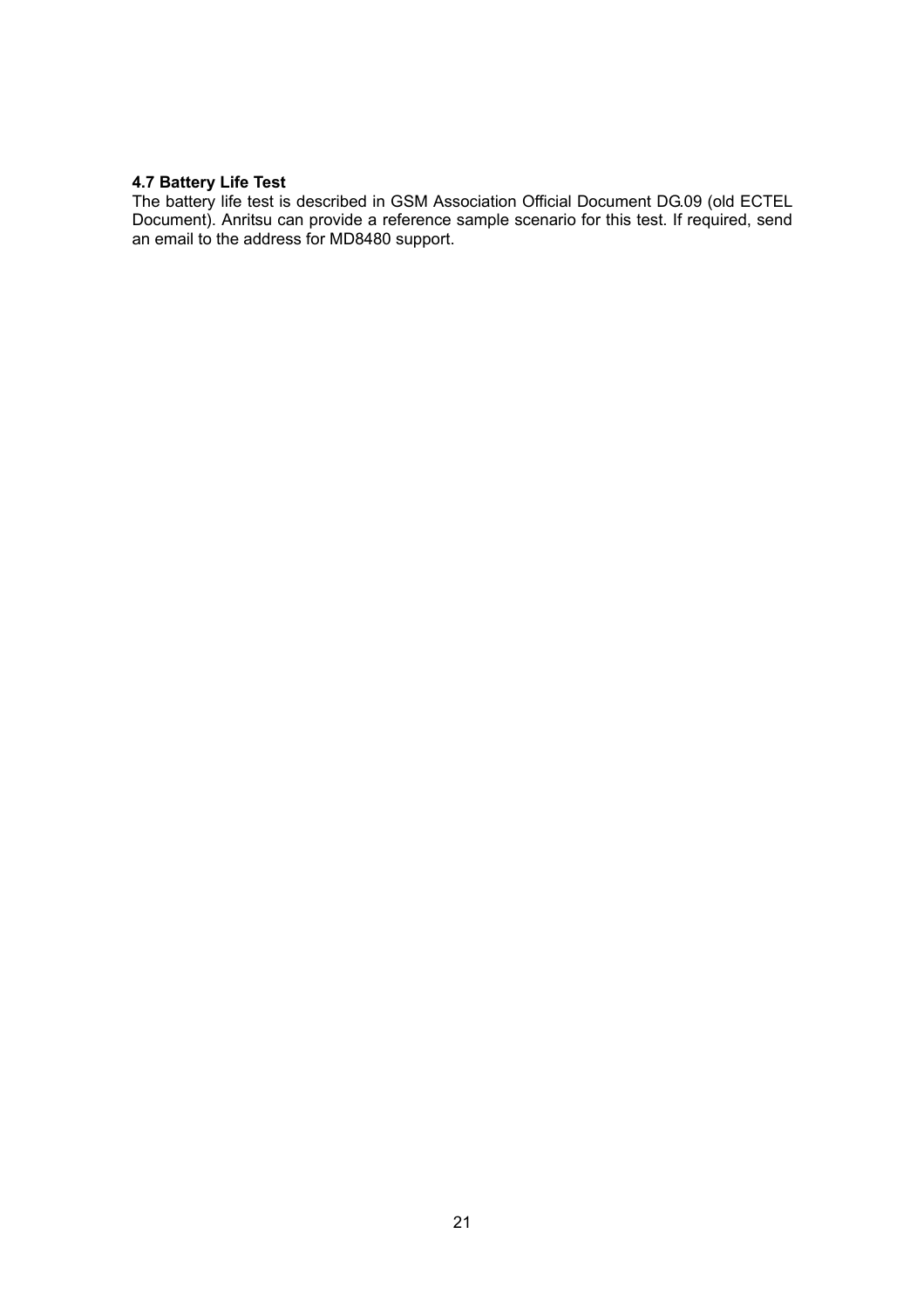### 4.7 Battery Life Test

The battery life test is described in GSM Association Official Document DG.09 (old ECTEL Document). Anritsu can provide a reference sample scenario for this test. If required, send an email to the address for MD8480 support.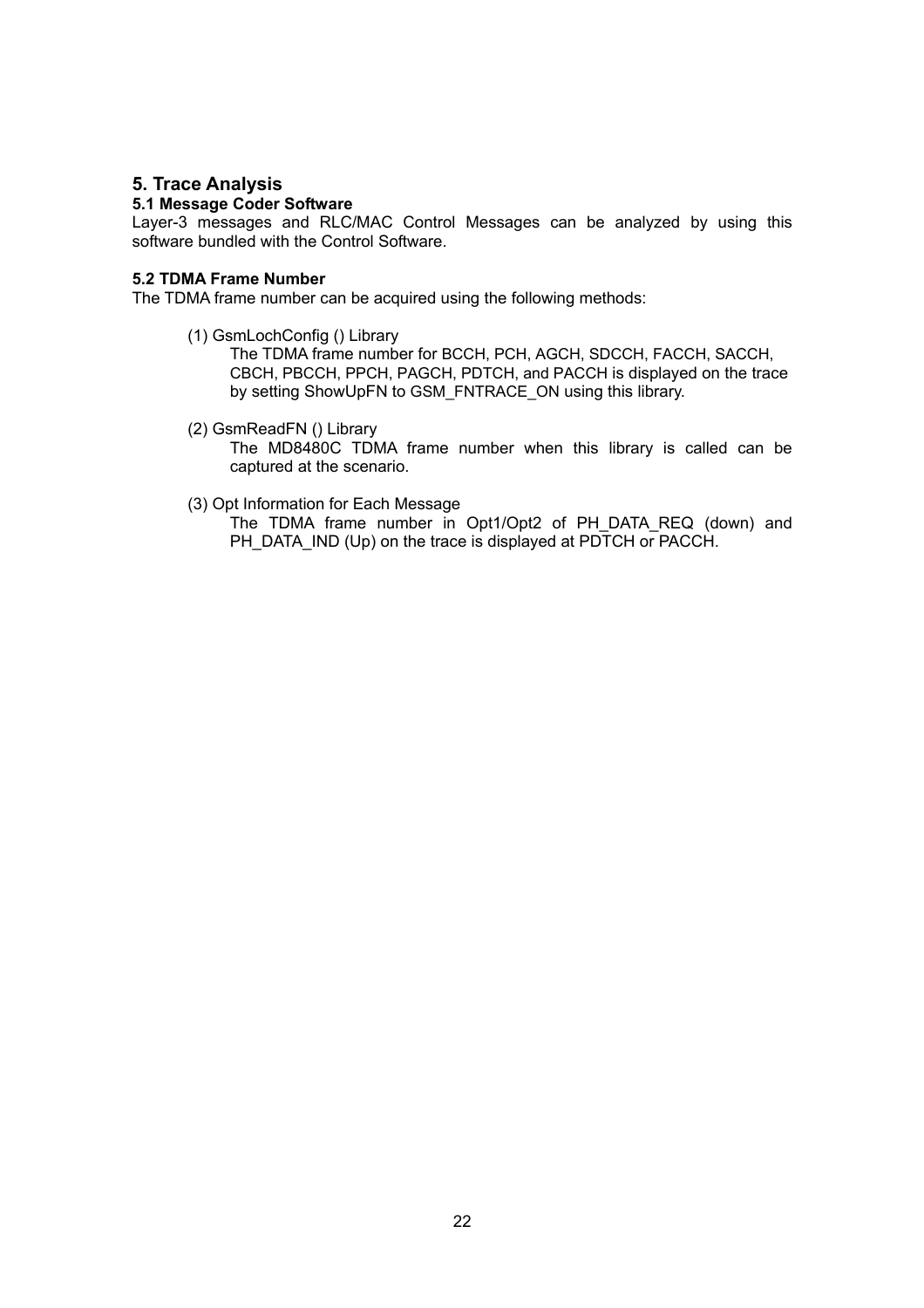# 5. Trace Analysis

## 5.1 Message Coder Software

Layer-3 messages and RLC/MAC Control Messages can be analyzed by using this software bundled with the Control Software.

## 5.2 TDMA Frame Number

The TDMA frame number can be acquired using the following methods:

(1) GsmLochConfig () Library

The TDMA frame number for BCCH, PCH, AGCH, SDCCH, FACCH, SACCH, CBCH, PBCCH, PPCH, PAGCH, PDTCH, and PACCH is displayed on the trace by setting ShowUpFN to GSM_FNTRACE_ON using this library.

(2) GsmReadFN () Library

The MD8480C TDMA frame number when this library is called can be captured at the scenario.

(3) Opt Information for Each Message

The TDMA frame number in Opt1/Opt2 of PH_DATA_REQ (down) and PH_DATA_IND (Up) on the trace is displayed at PDTCH or PACCH.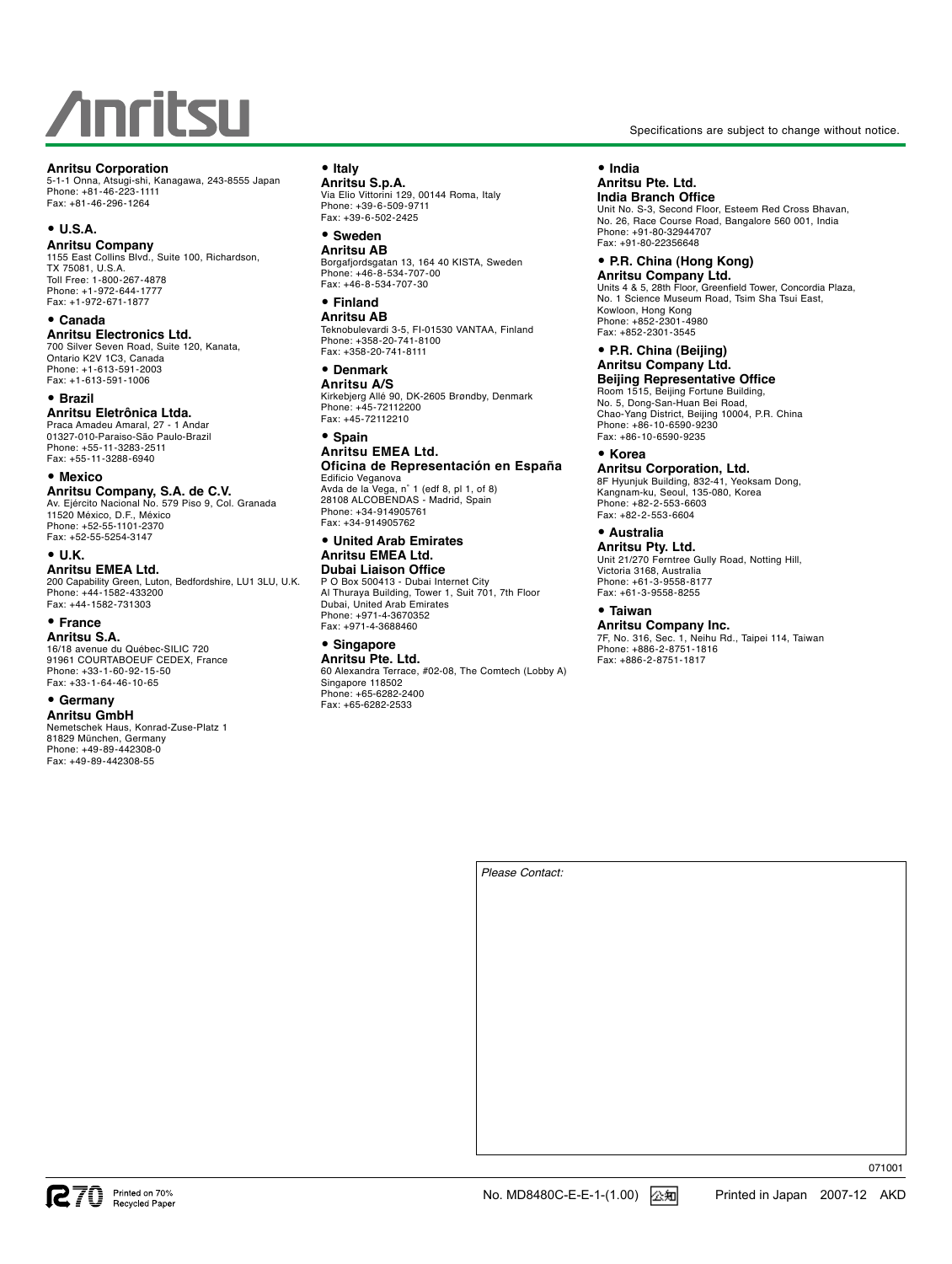Anritsu

Specifications are subject to change without notice.

**Anritsu Corporation**
5-1-1 Onna, Atsugi-shi, Kanagawa, 243-8555 Japan
Phone: +81-46-223-1111
Fax: +81-46-296-1264

**• U.S.A.**
**Anritsu Company**
1155 East Collins Blvd., Suite 100, Richardson,
TX 75081, U.S.A.
Toll Free: 1-800-267-4878
Phone: +1-972-644-1777
Fax: +1-972-671-1877

**• Canada**
**Anritsu Electronics Ltd.**
700 Silver Seven Road, Suite 120, Kanata,
Ontario K2V 1C3, Canada
Phone: +1-613-591-2003
Fax: +1-613-591-1006

**• Brazil**
**Anritsu Eletrônica Ltda.**
Praca Amadeu Amaral, 27 - 1 Andar
01327-010-Paraiso-São Paulo-Brazil
Phone: +55-11-3283-2511
Fax: +55-11-3288-6940

**• Mexico**
**Anritsu Company, S.A. de C.V.**
Av. Ejército Nacional No. 579 Piso 9, Col. Granada
11520 México, D.F., México
Phone: +52-55-1101-2370
Fax: +52-55-5254-3147

**• U.K.**
**Anritsu EMEA Ltd.**
200 Capability Green, Luton, Bedfordshire, LU1 3LU, U.K.
Phone: +44-1582-433200
Fax: +44-1582-731303

**• France**
**Anritsu S.A.**
16/18 avenue du Québec-SILIC 720
91961 COURTABOEUF CEDEX, France
Phone: +33-1-60-92-15-50
Fax: +33-1-64-46-10-65

**• Germany**
**Anritsu GmbH**
Nemetschek Haus, Konrad-Zuse-Platz 1
81829 München, Germany
Phone: +49-89-442308-0
Fax: +49-89-442308-55

**• Italy**
**Anritsu S.p.A.**
Via Elio Vittorini 129, 00144 Roma, Italy
Phone: +39-6-509-9711
Fax: +39-6-502-2425

**• Sweden**
**Anritsu AB**
Borgafjordsgatan 13, 164 40 KISTA, Sweden
Phone: +46-8-534-707-00
Fax: +46-8-534-707-30

**• Finland**
**Anritsu AB**
Teknobulevardi 3-5, FI-01530 VANTAA, Finland
Phone: +358-20-741-8100
Fax: +358-20-741-8111

**• Denmark**
**Anritsu A/S**
Kirkebjerg Allé 90, DK-2605 Brøndby, Denmark
Phone: +45-72112200
Fax: +45-72112210

**• Spain**
**Anritsu EMEA Ltd.**
**Oficina de Representación en España**
Edificio Veganova
Avda de la Vega, n˚ 1 (edf 8, pl 1, of 8)
28108 ALCOBENDAS - Madrid, Spain
Phone: +34-914905761
Fax: +34-914905762

**• United Arab Emirates**
**Anritsu EMEA Ltd.**
**Dubai Liaison Office**
P O Box 500413 - Dubai Internet City
Al Thuraya Building, Tower 1, Suit 701, 7th Floor
Dubai, United Arab Emirates
Phone: +971-4-3670352
Fax: +971-4-3688460

**• Singapore**
**Anritsu Pte. Ltd.**
60 Alexandra Terrace, #02-08, The Comtech (Lobby A)
Singapore 118502
Phone: +65-6282-2400
Fax: +65-6282-2533

**• India**
**Anritsu Pte. Ltd.**
**India Branch Office**
Unit No. S-3, Second Floor, Esteem Red Cross Bhavan,
No. 26, Race Course Road, Bangalore 560 001, India
Phone: +91-80-32944707
Fax: +91-80-22356648

**• P.R. China (Hong Kong)**
**Anritsu Company Ltd.**
Units 4 & 5, 28th Floor, Greenfield Tower, Concordia Plaza,
No. 1 Science Museum Road, Tsim Sha Tsui East,
Kowloon, Hong Kong
Phone: +852-2301-4980
Fax: +852-2301-3545

**• P.R. China (Beijing)**
**Anritsu Company Ltd.**
**Beijing Representative Office**
Room 1515, Beijing Fortune Building,
No. 5, Dong-San-Huan Bei Road,
Chao-Yang District, Beijing 10004, P.R. China
Phone: +86-10-6590-9230
Fax: +86-10-6590-9235

**• Korea**
**Anritsu Corporation, Ltd.**
8F Hyunjuk Building, 832-41, Yeoksam Dong,
Kangnam-ku, Seoul, 135-080, Korea
Phone: +82-2-553-6603
Fax: +82-2-553-6604

**• Australia**
**Anritsu Pty. Ltd.**
Unit 21/270 Ferntree Gully Road, Notting Hill,
Victoria 3168, Australia
Phone: +61-3-9558-8177
Fax: +61-3-9558-8255

**• Taiwan**
**Anritsu Company Inc.**
7F, No. 316, Sec. 1, Neihu Rd., Taipei 114, Taiwan
Phone: +886-2-8751-1816
Fax: +886-2-8751-1817

*Please Contact:*

071001

Printed on 70% Recycled Paper

No. MD8480C-E-E-1-(1.00) 公知 Printed in Japan 2007-12 AKD